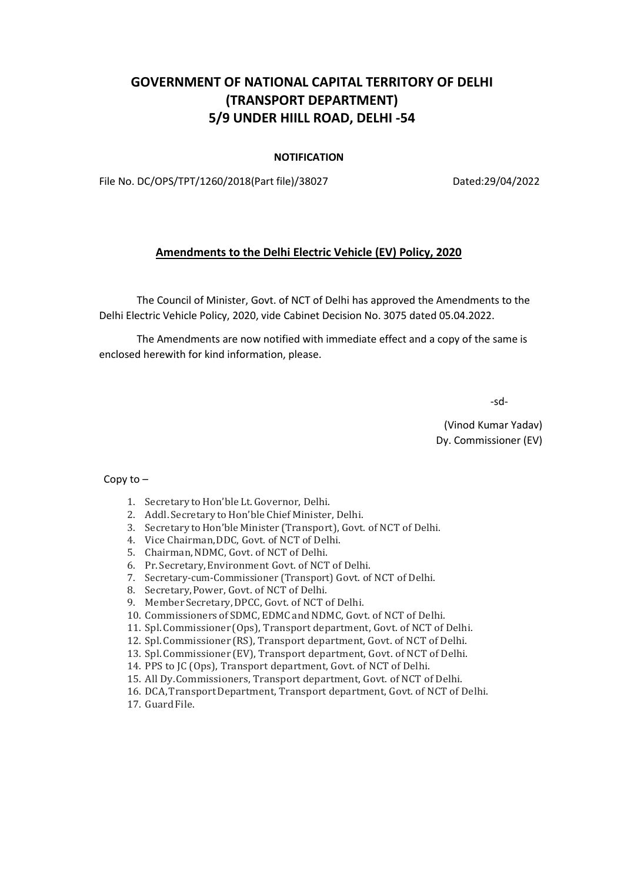# GOVERNMENT OF NATIONAL CAPITAL TERRITORY OF DELHI
# (TRANSPORT DEPARTMENT)
# 5/9 UNDER HIILL ROAD, DELHI -54

**NOTIFICATION**

File No. DC/OPS/TPT/1260/2018(Part file)/38027 Dated:29/04/2022

**Amendments to the Delhi Electric Vehicle (EV) Policy, 2020**

The Council of Minister, Govt. of NCT of Delhi has approved the Amendments to the Delhi Electric Vehicle Policy, 2020, vide Cabinet Decision No. 3075 dated 05.04.2022.

The Amendments are now notified with immediate effect and a copy of the same is enclosed herewith for kind information, please.

-sd-

(Vinod Kumar Yadav)
Dy. Commissioner (EV)

Copy to –

1. Secretary to Hon'ble Lt. Governor, Delhi.
2. Addl. Secretary to Hon'ble Chief Minister, Delhi.
3. Secretary to Hon'ble Minister (Transport), Govt. of NCT of Delhi.
4. Vice Chairman, DDC, Govt. of NCT of Delhi.
5. Chairman, NDMC, Govt. of NCT of Delhi.
6. Pr. Secretary, Environment Govt. of NCT of Delhi.
7. Secretary-cum-Commissioner (Transport) Govt. of NCT of Delhi.
8. Secretary, Power, Govt. of NCT of Delhi.
9. Member Secretary, DPCC, Govt. of NCT of Delhi.
10. Commissioners of SDMC, EDMC and NDMC, Govt. of NCT of Delhi.
11. Spl. Commissioner (Ops), Transport department, Govt. of NCT of Delhi.
12. Spl. Commissioner (RS), Transport department, Govt. of NCT of Delhi.
13. Spl. Commissioner (EV), Transport department, Govt. of NCT of Delhi.
14. PPS to JC (Ops), Transport department, Govt. of NCT of Delhi.
15. All Dy. Commissioners, Transport department, Govt. of NCT of Delhi.
16. DCA, Transport Department, Transport department, Govt. of NCT of Delhi.
17. Guard File.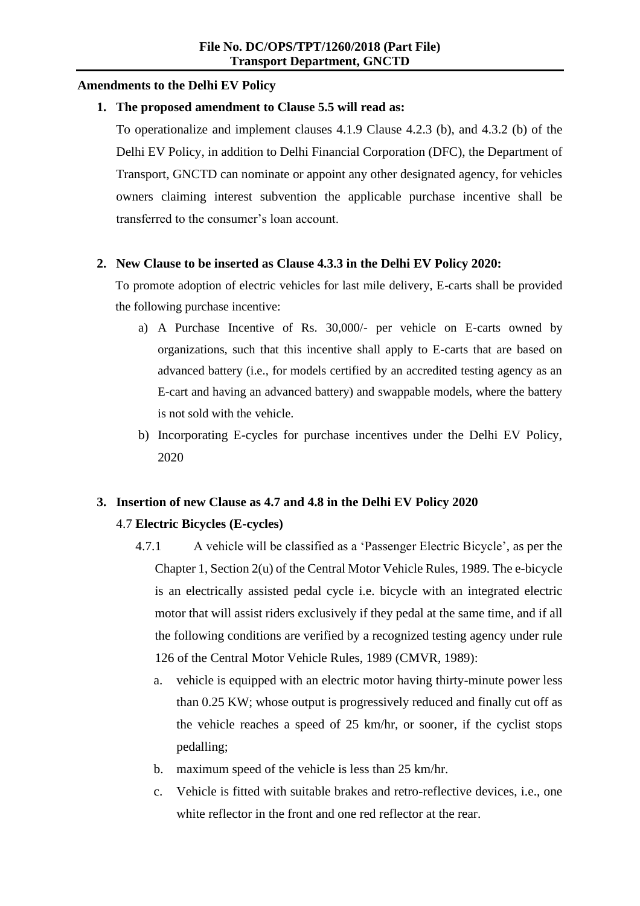**Amendments to the Delhi EV Policy**

1. **The proposed amendment to Clause 5.5 will read as:**

   To operationalize and implement clauses 4.1.9 Clause 4.2.3 (b), and 4.3.2 (b) of the Delhi EV Policy, in addition to Delhi Financial Corporation (DFC), the Department of Transport, GNCTD can nominate or appoint any other designated agency, for vehicles owners claiming interest subvention the applicable purchase incentive shall be transferred to the consumer's loan account.

2. **New Clause to be inserted as Clause 4.3.3 in the Delhi EV Policy 2020:**

   To promote adoption of electric vehicles for last mile delivery, E-carts shall be provided the following purchase incentive:

   a) A Purchase Incentive of Rs. 30,000/- per vehicle on E-carts owned by organizations, such that this incentive shall apply to E-carts that are based on advanced battery (i.e., for models certified by an accredited testing agency as an E-cart and having an advanced battery) and swappable models, where the battery is not sold with the vehicle.

   b) Incorporating E-cycles for purchase incentives under the Delhi EV Policy, 2020

3. **Insertion of new Clause as 4.7 and 4.8 in the Delhi EV Policy 2020**

   4.7 **Electric Bicycles (E-cycles)**

   4.7.1 A vehicle will be classified as a 'Passenger Electric Bicycle', as per the Chapter 1, Section 2(u) of the Central Motor Vehicle Rules, 1989. The e-bicycle is an electrically assisted pedal cycle i.e. bicycle with an integrated electric motor that will assist riders exclusively if they pedal at the same time, and if all the following conditions are verified by a recognized testing agency under rule 126 of the Central Motor Vehicle Rules, 1989 (CMVR, 1989):

   a. vehicle is equipped with an electric motor having thirty-minute power less than 0.25 KW; whose output is progressively reduced and finally cut off as the vehicle reaches a speed of 25 km/hr, or sooner, if the cyclist stops pedalling;

   b. maximum speed of the vehicle is less than 25 km/hr.

   c. Vehicle is fitted with suitable brakes and retro-reflective devices, i.e., one white reflector in the front and one red reflector at the rear.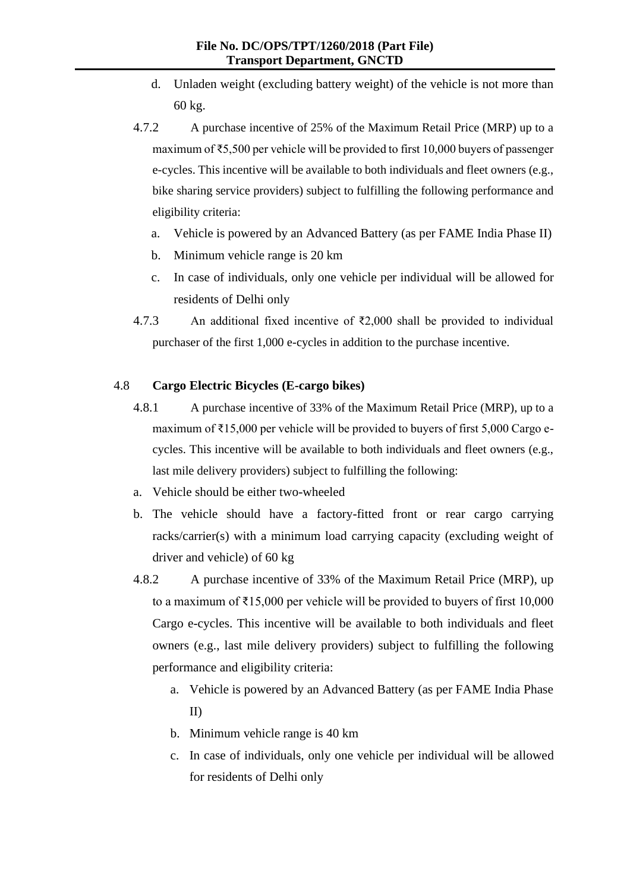d. Unladen weight (excluding battery weight) of the vehicle is not more than 60 kg.

4.7.2 A purchase incentive of 25% of the Maximum Retail Price (MRP) up to a maximum of ₹5,500 per vehicle will be provided to first 10,000 buyers of passenger e-cycles. This incentive will be available to both individuals and fleet owners (e.g., bike sharing service providers) subject to fulfilling the following performance and eligibility criteria:

a. Vehicle is powered by an Advanced Battery (as per FAME India Phase II)
b. Minimum vehicle range is 20 km
c. In case of individuals, only one vehicle per individual will be allowed for residents of Delhi only

4.7.3 An additional fixed incentive of ₹2,000 shall be provided to individual purchaser of the first 1,000 e-cycles in addition to the purchase incentive.

4.8 **Cargo Electric Bicycles (E-cargo bikes)**

4.8.1 A purchase incentive of 33% of the Maximum Retail Price (MRP), up to a maximum of ₹15,000 per vehicle will be provided to buyers of first 5,000 Cargo e-cycles. This incentive will be available to both individuals and fleet owners (e.g., last mile delivery providers) subject to fulfilling the following:

a. Vehicle should be either two-wheeled
b. The vehicle should have a factory-fitted front or rear cargo carrying racks/carrier(s) with a minimum load carrying capacity (excluding weight of driver and vehicle) of 60 kg

4.8.2 A purchase incentive of 33% of the Maximum Retail Price (MRP), up to a maximum of ₹15,000 per vehicle will be provided to buyers of first 10,000 Cargo e-cycles. This incentive will be available to both individuals and fleet owners (e.g., last mile delivery providers) subject to fulfilling the following performance and eligibility criteria:

a. Vehicle is powered by an Advanced Battery (as per FAME India Phase II)
b. Minimum vehicle range is 40 km
c. In case of individuals, only one vehicle per individual will be allowed for residents of Delhi only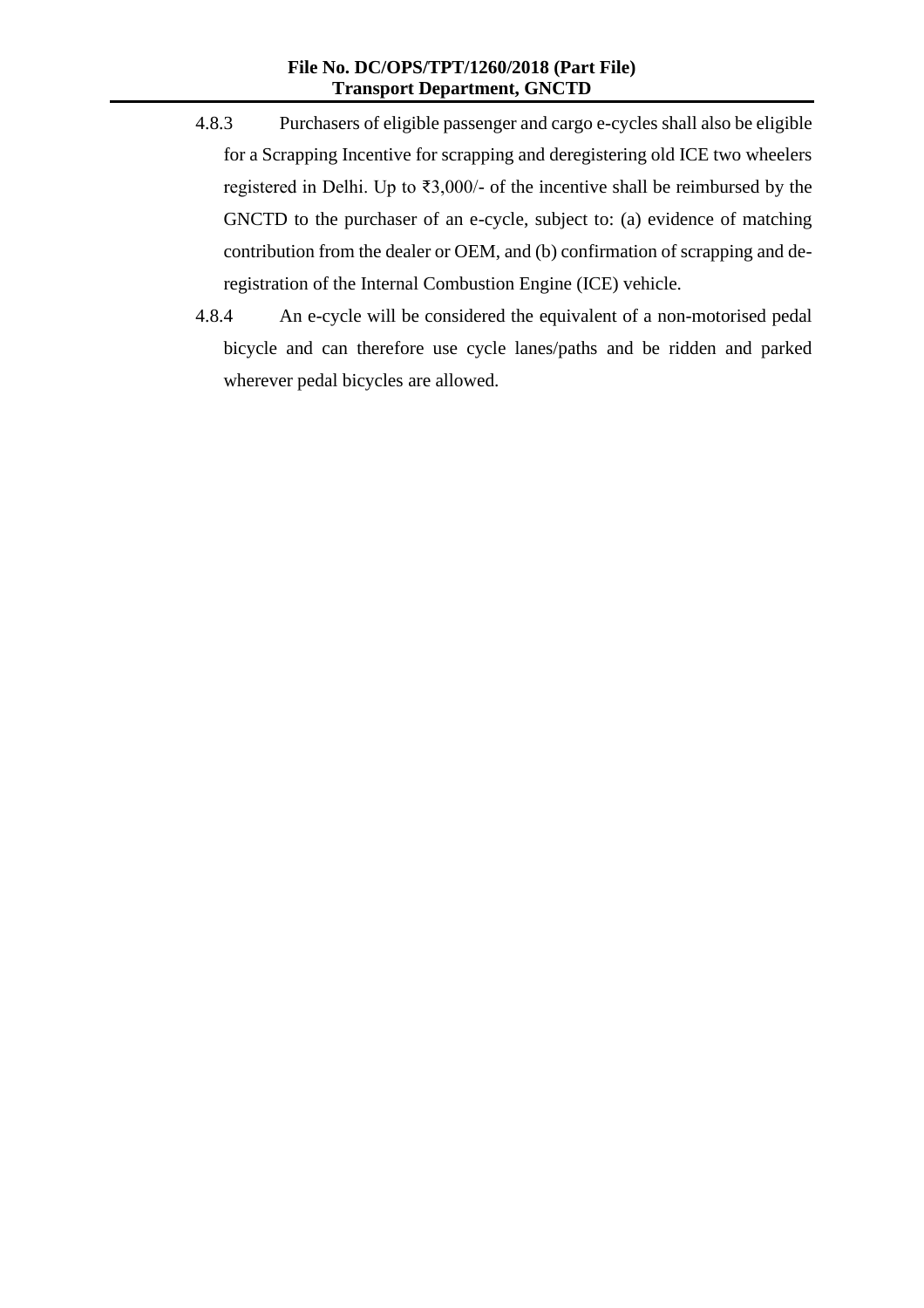4.8.3 Purchasers of eligible passenger and cargo e-cycles shall also be eligible for a Scrapping Incentive for scrapping and deregistering old ICE two wheelers registered in Delhi. Up to ₹3,000/- of the incentive shall be reimbursed by the GNCTD to the purchaser of an e-cycle, subject to: (a) evidence of matching contribution from the dealer or OEM, and (b) confirmation of scrapping and de-registration of the Internal Combustion Engine (ICE) vehicle.

4.8.4 An e-cycle will be considered the equivalent of a non-motorised pedal bicycle and can therefore use cycle lanes/paths and be ridden and parked wherever pedal bicycles are allowed.